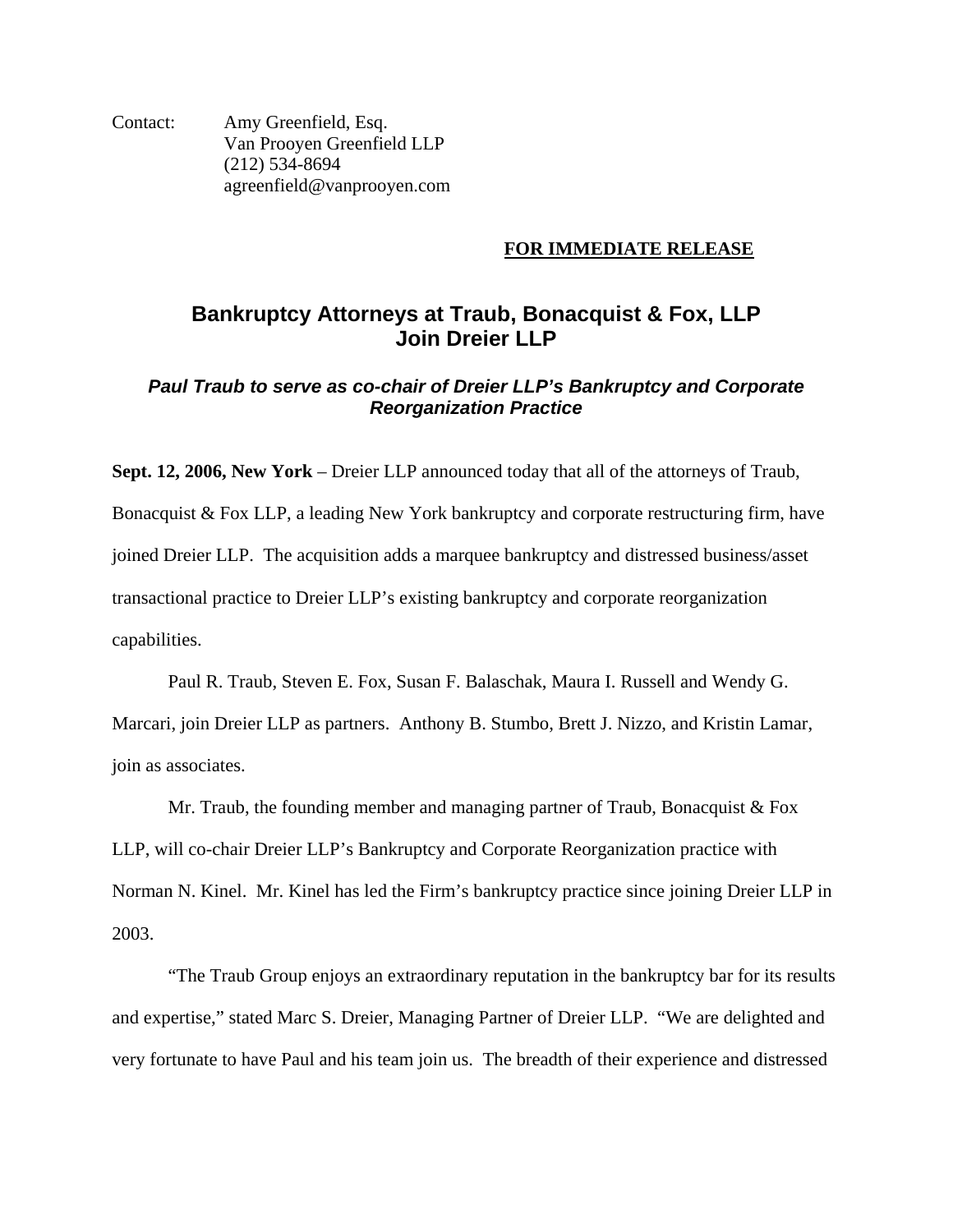Contact: Amy Greenfield, Esq.
Van Prooyen Greenfield LLP
(212) 534-8694
agreenfield@vanprooyen.com

**FOR IMMEDIATE RELEASE**

# Bankruptcy Attorneys at Traub, Bonacquist & Fox, LLP Join Dreier LLP

***Paul Traub to serve as co-chair of Dreier LLP's Bankruptcy and Corporate Reorganization Practice***

**Sept. 12, 2006, New York** – Dreier LLP announced today that all of the attorneys of Traub, Bonacquist & Fox LLP, a leading New York bankruptcy and corporate restructuring firm, have joined Dreier LLP. The acquisition adds a marquee bankruptcy and distressed business/asset transactional practice to Dreier LLP's existing bankruptcy and corporate reorganization capabilities.

Paul R. Traub, Steven E. Fox, Susan F. Balaschak, Maura I. Russell and Wendy G. Marcari, join Dreier LLP as partners. Anthony B. Stumbo, Brett J. Nizzo, and Kristin Lamar, join as associates.

Mr. Traub, the founding member and managing partner of Traub, Bonacquist & Fox LLP, will co-chair Dreier LLP's Bankruptcy and Corporate Reorganization practice with Norman N. Kinel. Mr. Kinel has led the Firm's bankruptcy practice since joining Dreier LLP in 2003.

"The Traub Group enjoys an extraordinary reputation in the bankruptcy bar for its results and expertise," stated Marc S. Dreier, Managing Partner of Dreier LLP. "We are delighted and very fortunate to have Paul and his team join us. The breadth of their experience and distressed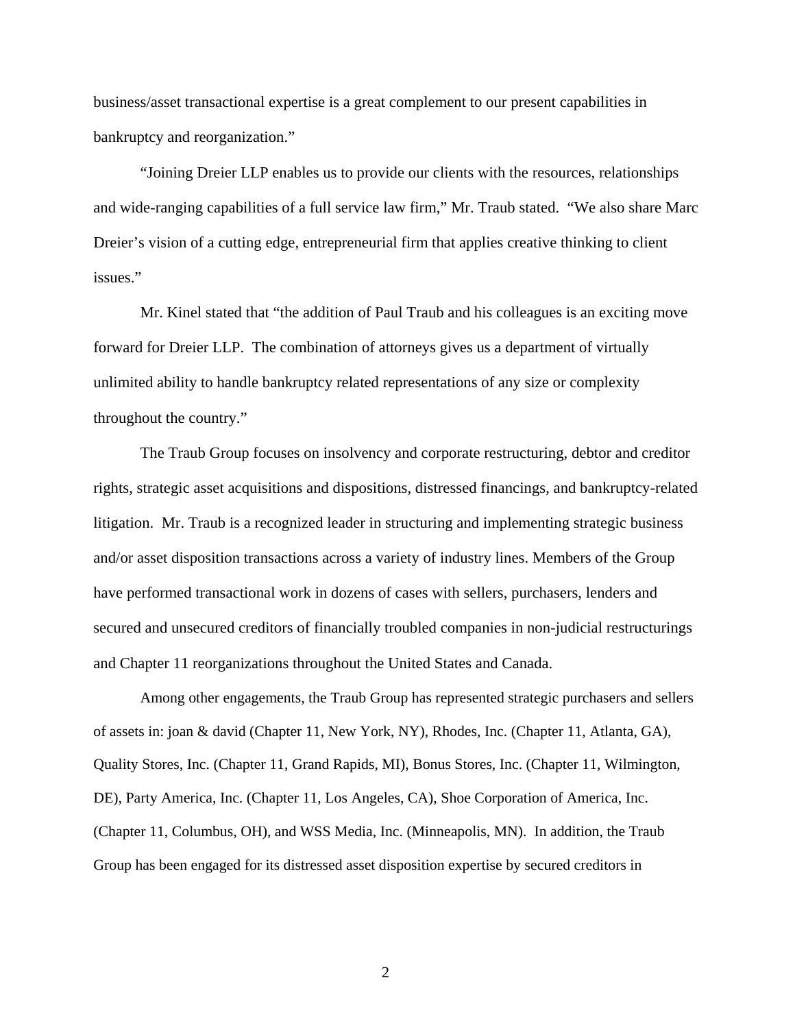business/asset transactional expertise is a great complement to our present capabilities in bankruptcy and reorganization."

"Joining Dreier LLP enables us to provide our clients with the resources, relationships and wide-ranging capabilities of a full service law firm," Mr. Traub stated. "We also share Marc Dreier's vision of a cutting edge, entrepreneurial firm that applies creative thinking to client issues."

Mr. Kinel stated that "the addition of Paul Traub and his colleagues is an exciting move forward for Dreier LLP. The combination of attorneys gives us a department of virtually unlimited ability to handle bankruptcy related representations of any size or complexity throughout the country."

The Traub Group focuses on insolvency and corporate restructuring, debtor and creditor rights, strategic asset acquisitions and dispositions, distressed financings, and bankruptcy-related litigation. Mr. Traub is a recognized leader in structuring and implementing strategic business and/or asset disposition transactions across a variety of industry lines. Members of the Group have performed transactional work in dozens of cases with sellers, purchasers, lenders and secured and unsecured creditors of financially troubled companies in non-judicial restructurings and Chapter 11 reorganizations throughout the United States and Canada.

Among other engagements, the Traub Group has represented strategic purchasers and sellers of assets in: joan & david (Chapter 11, New York, NY), Rhodes, Inc. (Chapter 11, Atlanta, GA), Quality Stores, Inc. (Chapter 11, Grand Rapids, MI), Bonus Stores, Inc. (Chapter 11, Wilmington, DE), Party America, Inc. (Chapter 11, Los Angeles, CA), Shoe Corporation of America, Inc. (Chapter 11, Columbus, OH), and WSS Media, Inc. (Minneapolis, MN). In addition, the Traub Group has been engaged for its distressed asset disposition expertise by secured creditors in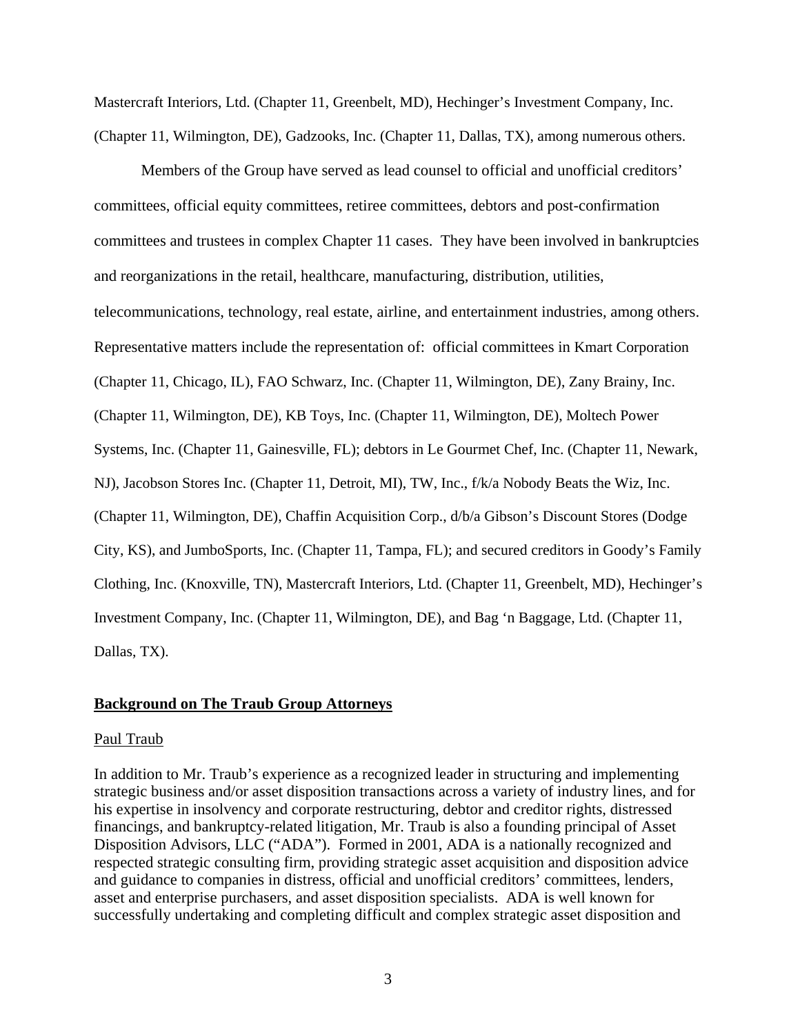Mastercraft Interiors, Ltd. (Chapter 11, Greenbelt, MD), Hechinger's Investment Company, Inc. (Chapter 11, Wilmington, DE), Gadzooks, Inc. (Chapter 11, Dallas, TX), among numerous others.

Members of the Group have served as lead counsel to official and unofficial creditors' committees, official equity committees, retiree committees, debtors and post-confirmation committees and trustees in complex Chapter 11 cases. They have been involved in bankruptcies and reorganizations in the retail, healthcare, manufacturing, distribution, utilities, telecommunications, technology, real estate, airline, and entertainment industries, among others. Representative matters include the representation of: official committees in Kmart Corporation (Chapter 11, Chicago, IL), FAO Schwarz, Inc. (Chapter 11, Wilmington, DE), Zany Brainy, Inc. (Chapter 11, Wilmington, DE), KB Toys, Inc. (Chapter 11, Wilmington, DE), Moltech Power Systems, Inc. (Chapter 11, Gainesville, FL); debtors in Le Gourmet Chef, Inc. (Chapter 11, Newark, NJ), Jacobson Stores Inc. (Chapter 11, Detroit, MI), TW, Inc., f/k/a Nobody Beats the Wiz, Inc. (Chapter 11, Wilmington, DE), Chaffin Acquisition Corp., d/b/a Gibson's Discount Stores (Dodge City, KS), and JumboSports, Inc. (Chapter 11, Tampa, FL); and secured creditors in Goody's Family Clothing, Inc. (Knoxville, TN), Mastercraft Interiors, Ltd. (Chapter 11, Greenbelt, MD), Hechinger's Investment Company, Inc. (Chapter 11, Wilmington, DE), and Bag 'n Baggage, Ltd. (Chapter 11, Dallas, TX).

## **Background on The Traub Group Attorneys**

### Paul Traub

In addition to Mr. Traub's experience as a recognized leader in structuring and implementing strategic business and/or asset disposition transactions across a variety of industry lines, and for his expertise in insolvency and corporate restructuring, debtor and creditor rights, distressed financings, and bankruptcy-related litigation, Mr. Traub is also a founding principal of Asset Disposition Advisors, LLC ("ADA"). Formed in 2001, ADA is a nationally recognized and respected strategic consulting firm, providing strategic asset acquisition and disposition advice and guidance to companies in distress, official and unofficial creditors' committees, lenders, asset and enterprise purchasers, and asset disposition specialists. ADA is well known for successfully undertaking and completing difficult and complex strategic asset disposition and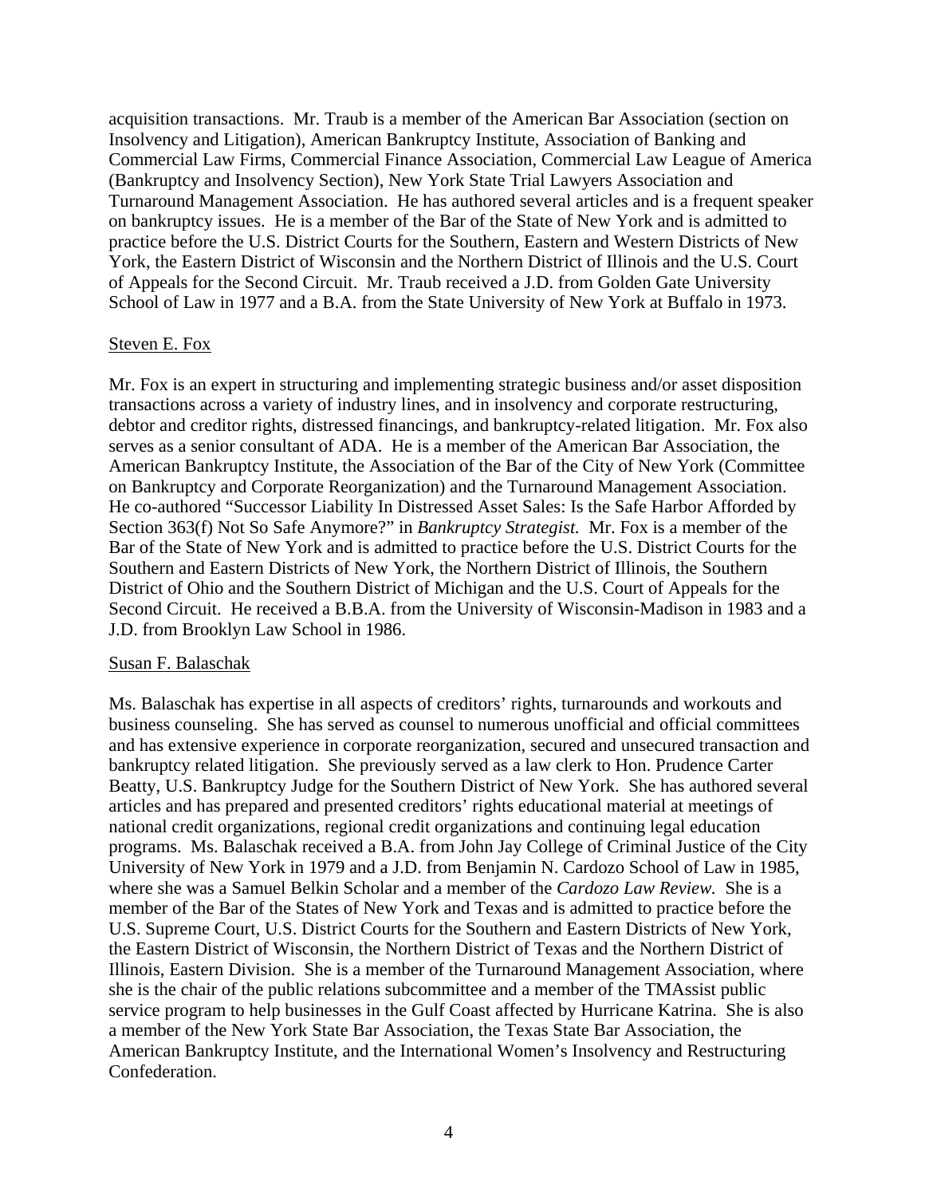acquisition transactions. Mr. Traub is a member of the American Bar Association (section on Insolvency and Litigation), American Bankruptcy Institute, Association of Banking and Commercial Law Firms, Commercial Finance Association, Commercial Law League of America (Bankruptcy and Insolvency Section), New York State Trial Lawyers Association and Turnaround Management Association. He has authored several articles and is a frequent speaker on bankruptcy issues. He is a member of the Bar of the State of New York and is admitted to practice before the U.S. District Courts for the Southern, Eastern and Western Districts of New York, the Eastern District of Wisconsin and the Northern District of Illinois and the U.S. Court of Appeals for the Second Circuit. Mr. Traub received a J.D. from Golden Gate University School of Law in 1977 and a B.A. from the State University of New York at Buffalo in 1973.

Steven E. Fox

Mr. Fox is an expert in structuring and implementing strategic business and/or asset disposition transactions across a variety of industry lines, and in insolvency and corporate restructuring, debtor and creditor rights, distressed financings, and bankruptcy-related litigation. Mr. Fox also serves as a senior consultant of ADA. He is a member of the American Bar Association, the American Bankruptcy Institute, the Association of the Bar of the City of New York (Committee on Bankruptcy and Corporate Reorganization) and the Turnaround Management Association. He co-authored "Successor Liability In Distressed Asset Sales: Is the Safe Harbor Afforded by Section 363(f) Not So Safe Anymore?" in *Bankruptcy Strategist.* Mr. Fox is a member of the Bar of the State of New York and is admitted to practice before the U.S. District Courts for the Southern and Eastern Districts of New York, the Northern District of Illinois, the Southern District of Ohio and the Southern District of Michigan and the U.S. Court of Appeals for the Second Circuit. He received a B.B.A. from the University of Wisconsin-Madison in 1983 and a J.D. from Brooklyn Law School in 1986.

Susan F. Balaschak

Ms. Balaschak has expertise in all aspects of creditors' rights, turnarounds and workouts and business counseling. She has served as counsel to numerous unofficial and official committees and has extensive experience in corporate reorganization, secured and unsecured transaction and bankruptcy related litigation. She previously served as a law clerk to Hon. Prudence Carter Beatty, U.S. Bankruptcy Judge for the Southern District of New York. She has authored several articles and has prepared and presented creditors' rights educational material at meetings of national credit organizations, regional credit organizations and continuing legal education programs. Ms. Balaschak received a B.A. from John Jay College of Criminal Justice of the City University of New York in 1979 and a J.D. from Benjamin N. Cardozo School of Law in 1985, where she was a Samuel Belkin Scholar and a member of the *Cardozo Law Review.* She is a member of the Bar of the States of New York and Texas and is admitted to practice before the U.S. Supreme Court, U.S. District Courts for the Southern and Eastern Districts of New York, the Eastern District of Wisconsin, the Northern District of Texas and the Northern District of Illinois, Eastern Division. She is a member of the Turnaround Management Association, where she is the chair of the public relations subcommittee and a member of the TMAssist public service program to help businesses in the Gulf Coast affected by Hurricane Katrina. She is also a member of the New York State Bar Association, the Texas State Bar Association, the American Bankruptcy Institute, and the International Women's Insolvency and Restructuring Confederation.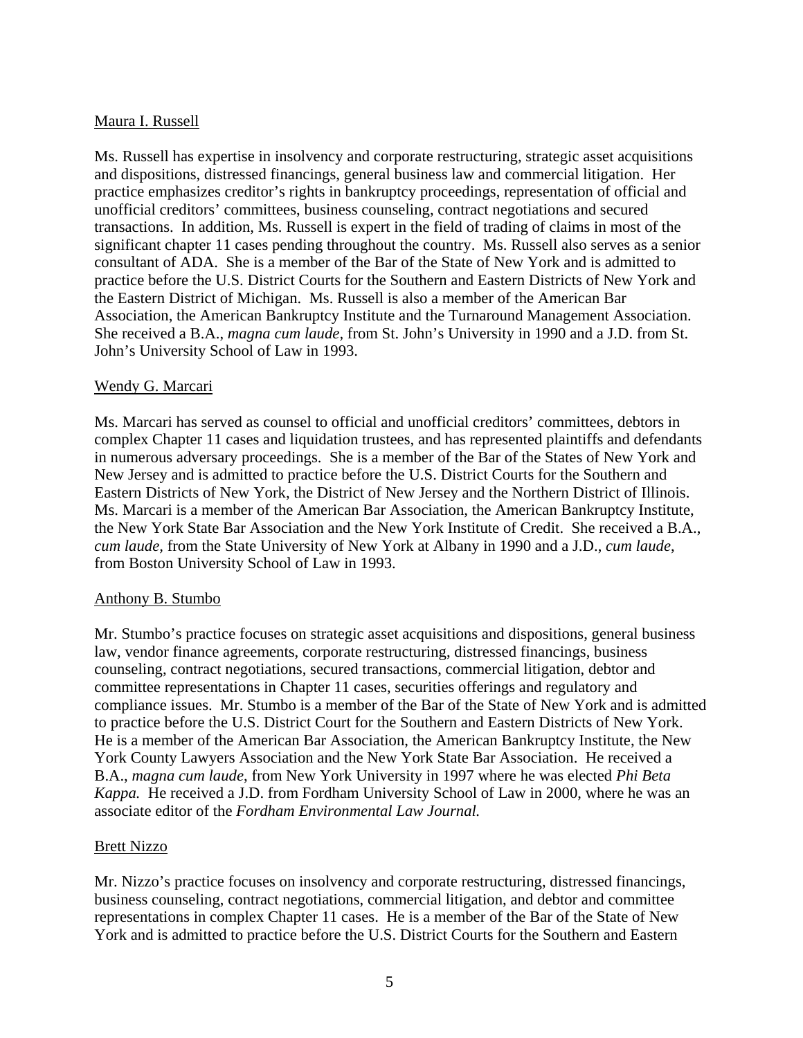Maura I. Russell

Ms. Russell has expertise in insolvency and corporate restructuring, strategic asset acquisitions and dispositions, distressed financings, general business law and commercial litigation. Her practice emphasizes creditor's rights in bankruptcy proceedings, representation of official and unofficial creditors' committees, business counseling, contract negotiations and secured transactions. In addition, Ms. Russell is expert in the field of trading of claims in most of the significant chapter 11 cases pending throughout the country. Ms. Russell also serves as a senior consultant of ADA. She is a member of the Bar of the State of New York and is admitted to practice before the U.S. District Courts for the Southern and Eastern Districts of New York and the Eastern District of Michigan. Ms. Russell is also a member of the American Bar Association, the American Bankruptcy Institute and the Turnaround Management Association. She received a B.A., *magna cum laude*, from St. John's University in 1990 and a J.D. from St. John's University School of Law in 1993.

Wendy G. Marcari

Ms. Marcari has served as counsel to official and unofficial creditors' committees, debtors in complex Chapter 11 cases and liquidation trustees, and has represented plaintiffs and defendants in numerous adversary proceedings. She is a member of the Bar of the States of New York and New Jersey and is admitted to practice before the U.S. District Courts for the Southern and Eastern Districts of New York, the District of New Jersey and the Northern District of Illinois. Ms. Marcari is a member of the American Bar Association, the American Bankruptcy Institute, the New York State Bar Association and the New York Institute of Credit. She received a B.A., *cum laude*, from the State University of New York at Albany in 1990 and a J.D., *cum laude*, from Boston University School of Law in 1993.

Anthony B. Stumbo

Mr. Stumbo's practice focuses on strategic asset acquisitions and dispositions, general business law, vendor finance agreements, corporate restructuring, distressed financings, business counseling, contract negotiations, secured transactions, commercial litigation, debtor and committee representations in Chapter 11 cases, securities offerings and regulatory and compliance issues. Mr. Stumbo is a member of the Bar of the State of New York and is admitted to practice before the U.S. District Court for the Southern and Eastern Districts of New York. He is a member of the American Bar Association, the American Bankruptcy Institute, the New York County Lawyers Association and the New York State Bar Association. He received a B.A., *magna cum laude*, from New York University in 1997 where he was elected *Phi Beta Kappa.* He received a J.D. from Fordham University School of Law in 2000, where he was an associate editor of the *Fordham Environmental Law Journal.*

Brett Nizzo

Mr. Nizzo's practice focuses on insolvency and corporate restructuring, distressed financings, business counseling, contract negotiations, commercial litigation, and debtor and committee representations in complex Chapter 11 cases. He is a member of the Bar of the State of New York and is admitted to practice before the U.S. District Courts for the Southern and Eastern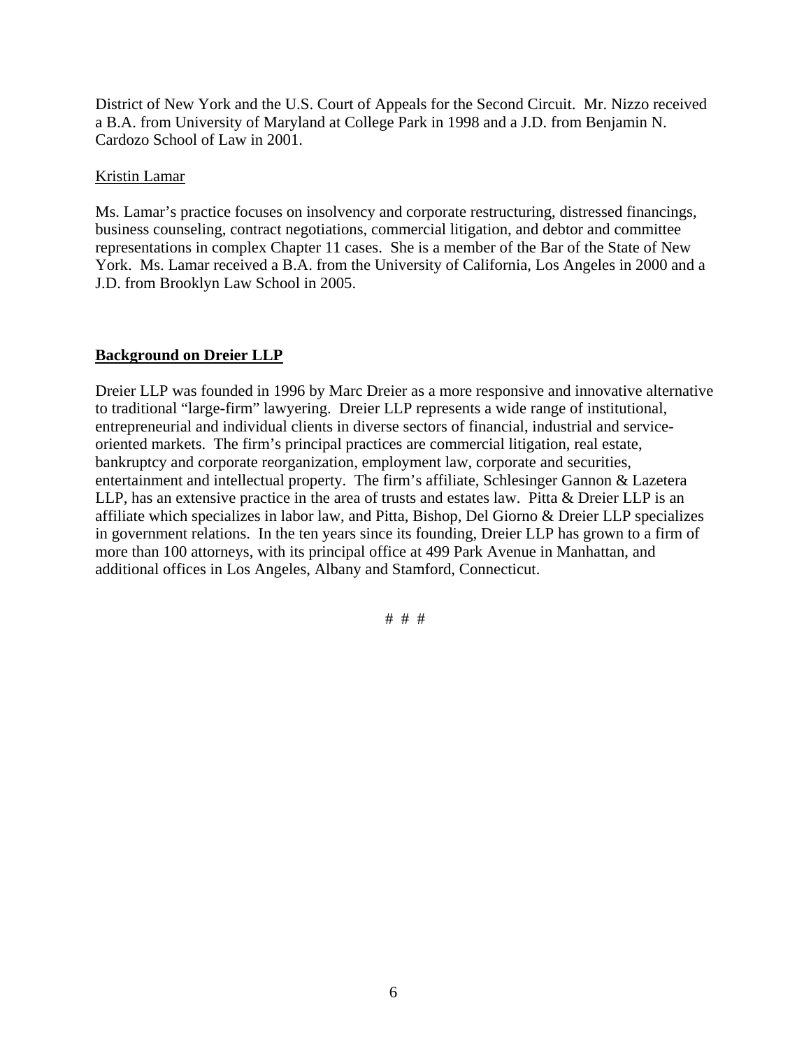District of New York and the U.S. Court of Appeals for the Second Circuit. Mr. Nizzo received a B.A. from University of Maryland at College Park in 1998 and a J.D. from Benjamin N. Cardozo School of Law in 2001.

Kristin Lamar

Ms. Lamar's practice focuses on insolvency and corporate restructuring, distressed financings, business counseling, contract negotiations, commercial litigation, and debtor and committee representations in complex Chapter 11 cases. She is a member of the Bar of the State of New York. Ms. Lamar received a B.A. from the University of California, Los Angeles in 2000 and a J.D. from Brooklyn Law School in 2005.

**Background on Dreier LLP**

Dreier LLP was founded in 1996 by Marc Dreier as a more responsive and innovative alternative to traditional "large-firm" lawyering. Dreier LLP represents a wide range of institutional, entrepreneurial and individual clients in diverse sectors of financial, industrial and service-oriented markets. The firm's principal practices are commercial litigation, real estate, bankruptcy and corporate reorganization, employment law, corporate and securities, entertainment and intellectual property. The firm's affiliate, Schlesinger Gannon & Lazetera LLP, has an extensive practice in the area of trusts and estates law. Pitta & Dreier LLP is an affiliate which specializes in labor law, and Pitta, Bishop, Del Giorno & Dreier LLP specializes in government relations. In the ten years since its founding, Dreier LLP has grown to a firm of more than 100 attorneys, with its principal office at 499 Park Avenue in Manhattan, and additional offices in Los Angeles, Albany and Stamford, Connecticut.

# # #